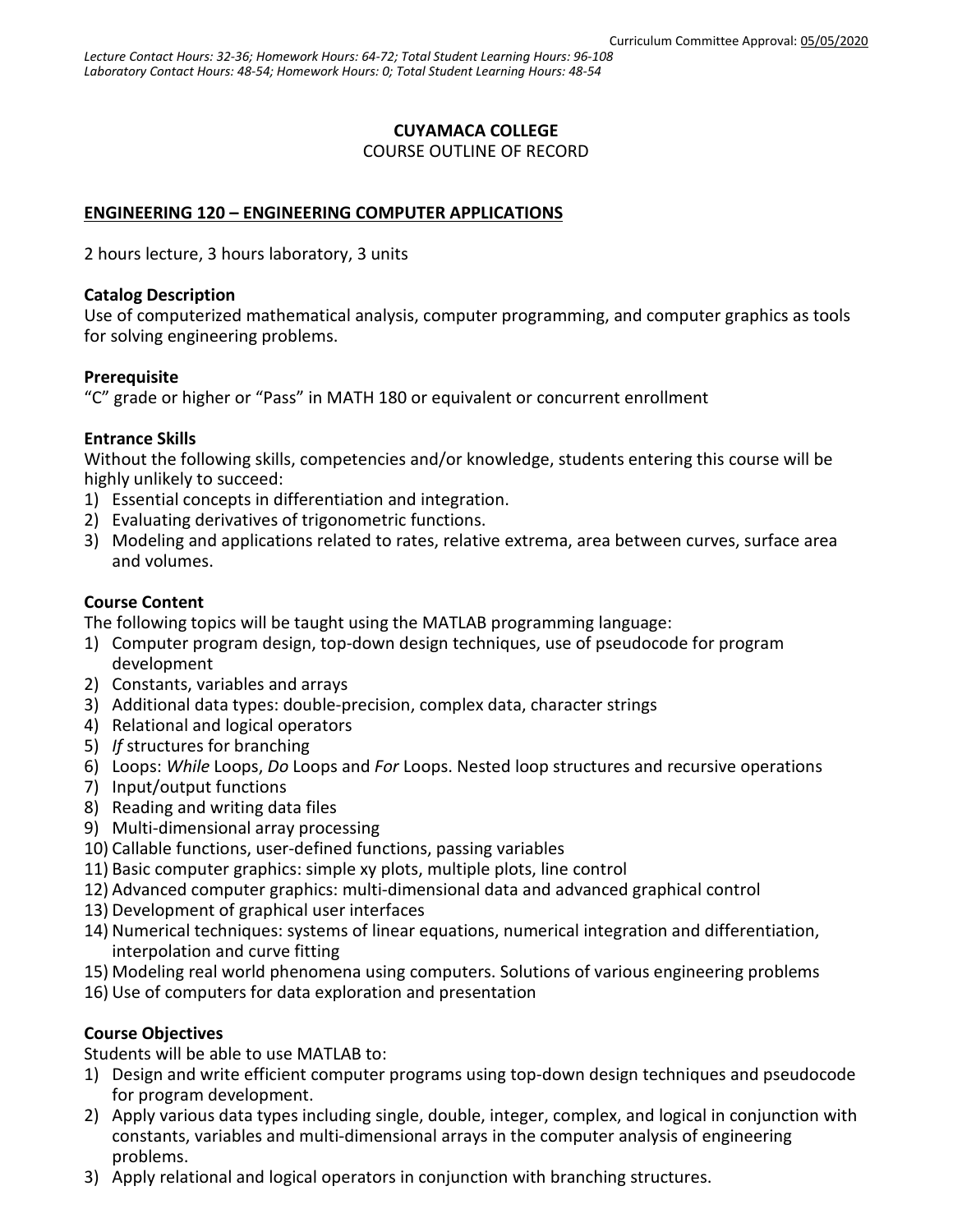Curriculum Committee Approval: 05/05/2020

*Lecture Contact Hours: 32-36; Homework Hours: 64-72; Total Student Learning Hours: 96-108*
*Laboratory Contact Hours: 48-54; Homework Hours: 0; Total Student Learning Hours: 48-54*

# CUYAMACA COLLEGE

COURSE OUTLINE OF RECORD

## ENGINEERING 120 – ENGINEERING COMPUTER APPLICATIONS

2 hours lecture, 3 hours laboratory, 3 units

### Catalog Description

Use of computerized mathematical analysis, computer programming, and computer graphics as tools for solving engineering problems.

### Prerequisite

"C" grade or higher or "Pass" in MATH 180 or equivalent or concurrent enrollment

### Entrance Skills

Without the following skills, competencies and/or knowledge, students entering this course will be highly unlikely to succeed:

1) Essential concepts in differentiation and integration.
2) Evaluating derivatives of trigonometric functions.
3) Modeling and applications related to rates, relative extrema, area between curves, surface area and volumes.

### Course Content

The following topics will be taught using the MATLAB programming language:

1) Computer program design, top-down design techniques, use of pseudocode for program development
2) Constants, variables and arrays
3) Additional data types: double-precision, complex data, character strings
4) Relational and logical operators
5) *If* structures for branching
6) Loops: *While* Loops, *Do* Loops and *For* Loops. Nested loop structures and recursive operations
7) Input/output functions
8) Reading and writing data files
9) Multi-dimensional array processing
10) Callable functions, user-defined functions, passing variables
11) Basic computer graphics: simple xy plots, multiple plots, line control
12) Advanced computer graphics: multi-dimensional data and advanced graphical control
13) Development of graphical user interfaces
14) Numerical techniques: systems of linear equations, numerical integration and differentiation, interpolation and curve fitting
15) Modeling real world phenomena using computers. Solutions of various engineering problems
16) Use of computers for data exploration and presentation

### Course Objectives

Students will be able to use MATLAB to:

1) Design and write efficient computer programs using top-down design techniques and pseudocode for program development.
2) Apply various data types including single, double, integer, complex, and logical in conjunction with constants, variables and multi-dimensional arrays in the computer analysis of engineering problems.
3) Apply relational and logical operators in conjunction with branching structures.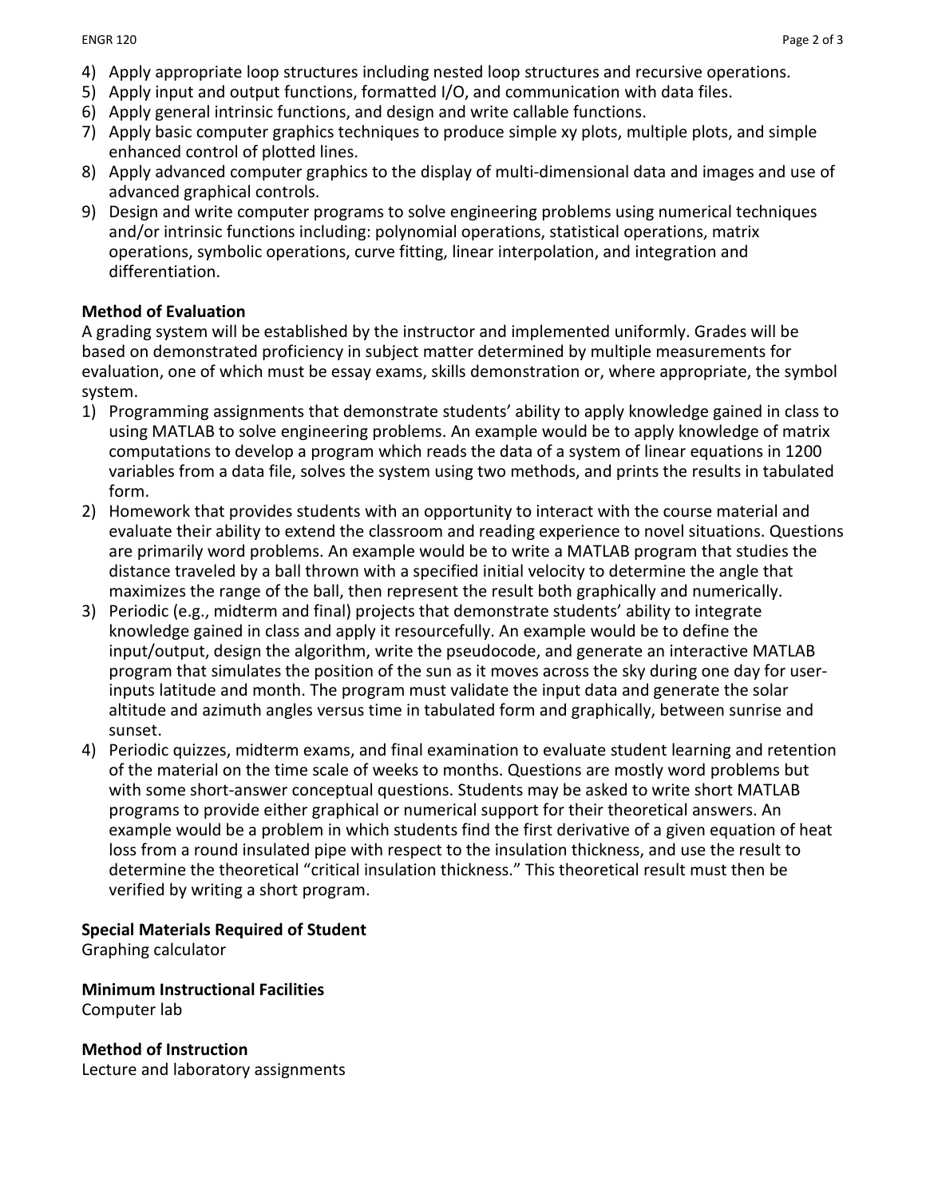4) Apply appropriate loop structures including nested loop structures and recursive operations.
5) Apply input and output functions, formatted I/O, and communication with data files.
6) Apply general intrinsic functions, and design and write callable functions.
7) Apply basic computer graphics techniques to produce simple xy plots, multiple plots, and simple enhanced control of plotted lines.
8) Apply advanced computer graphics to the display of multi-dimensional data and images and use of advanced graphical controls.
9) Design and write computer programs to solve engineering problems using numerical techniques and/or intrinsic functions including: polynomial operations, statistical operations, matrix operations, symbolic operations, curve fitting, linear interpolation, and integration and differentiation.

**Method of Evaluation**

A grading system will be established by the instructor and implemented uniformly. Grades will be based on demonstrated proficiency in subject matter determined by multiple measurements for evaluation, one of which must be essay exams, skills demonstration or, where appropriate, the symbol system.

1) Programming assignments that demonstrate students' ability to apply knowledge gained in class to using MATLAB to solve engineering problems. An example would be to apply knowledge of matrix computations to develop a program which reads the data of a system of linear equations in 1200 variables from a data file, solves the system using two methods, and prints the results in tabulated form.
2) Homework that provides students with an opportunity to interact with the course material and evaluate their ability to extend the classroom and reading experience to novel situations. Questions are primarily word problems. An example would be to write a MATLAB program that studies the distance traveled by a ball thrown with a specified initial velocity to determine the angle that maximizes the range of the ball, then represent the result both graphically and numerically.
3) Periodic (e.g., midterm and final) projects that demonstrate students' ability to integrate knowledge gained in class and apply it resourcefully. An example would be to define the input/output, design the algorithm, write the pseudocode, and generate an interactive MATLAB program that simulates the position of the sun as it moves across the sky during one day for user-inputs latitude and month. The program must validate the input data and generate the solar altitude and azimuth angles versus time in tabulated form and graphically, between sunrise and sunset.
4) Periodic quizzes, midterm exams, and final examination to evaluate student learning and retention of the material on the time scale of weeks to months. Questions are mostly word problems but with some short-answer conceptual questions. Students may be asked to write short MATLAB programs to provide either graphical or numerical support for their theoretical answers. An example would be a problem in which students find the first derivative of a given equation of heat loss from a round insulated pipe with respect to the insulation thickness, and use the result to determine the theoretical "critical insulation thickness." This theoretical result must then be verified by writing a short program.

**Special Materials Required of Student**

Graphing calculator

**Minimum Instructional Facilities**

Computer lab

**Method of Instruction**

Lecture and laboratory assignments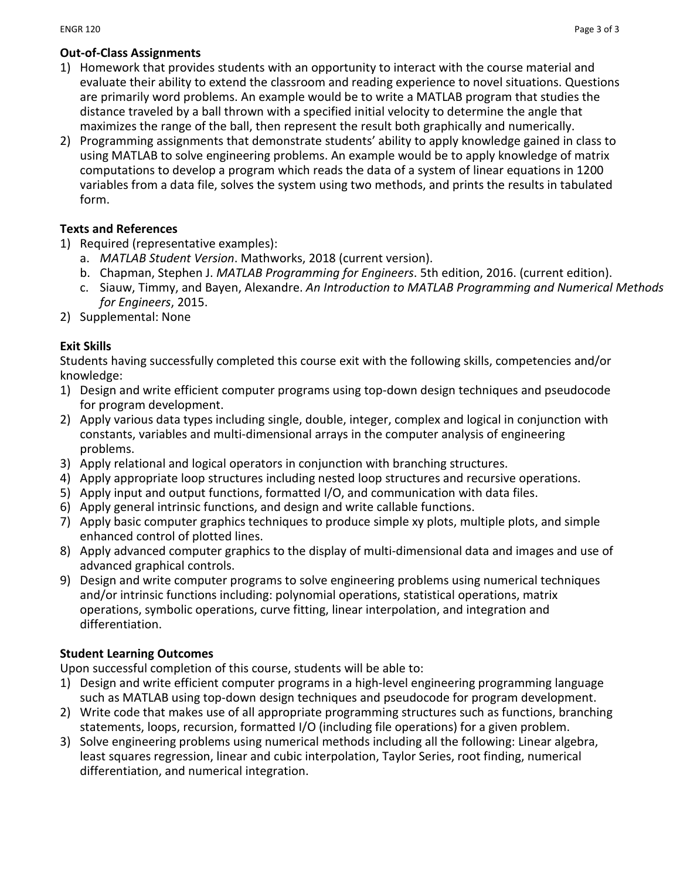**Out-of-Class Assignments**

1) Homework that provides students with an opportunity to interact with the course material and evaluate their ability to extend the classroom and reading experience to novel situations. Questions are primarily word problems. An example would be to write a MATLAB program that studies the distance traveled by a ball thrown with a specified initial velocity to determine the angle that maximizes the range of the ball, then represent the result both graphically and numerically.
2) Programming assignments that demonstrate students' ability to apply knowledge gained in class to using MATLAB to solve engineering problems. An example would be to apply knowledge of matrix computations to develop a program which reads the data of a system of linear equations in 1200 variables from a data file, solves the system using two methods, and prints the results in tabulated form.

**Texts and References**

1) Required (representative examples):
   a. *MATLAB Student Version*. Mathworks, 2018 (current version).
   b. Chapman, Stephen J. *MATLAB Programming for Engineers*. 5th edition, 2016. (current edition).
   c. Siauw, Timmy, and Bayen, Alexandre. *An Introduction to MATLAB Programming and Numerical Methods for Engineers*, 2015.
2) Supplemental: None

**Exit Skills**

Students having successfully completed this course exit with the following skills, competencies and/or knowledge:

1) Design and write efficient computer programs using top-down design techniques and pseudocode for program development.
2) Apply various data types including single, double, integer, complex and logical in conjunction with constants, variables and multi-dimensional arrays in the computer analysis of engineering problems.
3) Apply relational and logical operators in conjunction with branching structures.
4) Apply appropriate loop structures including nested loop structures and recursive operations.
5) Apply input and output functions, formatted I/O, and communication with data files.
6) Apply general intrinsic functions, and design and write callable functions.
7) Apply basic computer graphics techniques to produce simple xy plots, multiple plots, and simple enhanced control of plotted lines.
8) Apply advanced computer graphics to the display of multi-dimensional data and images and use of advanced graphical controls.
9) Design and write computer programs to solve engineering problems using numerical techniques and/or intrinsic functions including: polynomial operations, statistical operations, matrix operations, symbolic operations, curve fitting, linear interpolation, and integration and differentiation.

**Student Learning Outcomes**

Upon successful completion of this course, students will be able to:

1) Design and write efficient computer programs in a high-level engineering programming language such as MATLAB using top-down design techniques and pseudocode for program development.
2) Write code that makes use of all appropriate programming structures such as functions, branching statements, loops, recursion, formatted I/O (including file operations) for a given problem.
3) Solve engineering problems using numerical methods including all the following: Linear algebra, least squares regression, linear and cubic interpolation, Taylor Series, root finding, numerical differentiation, and numerical integration.